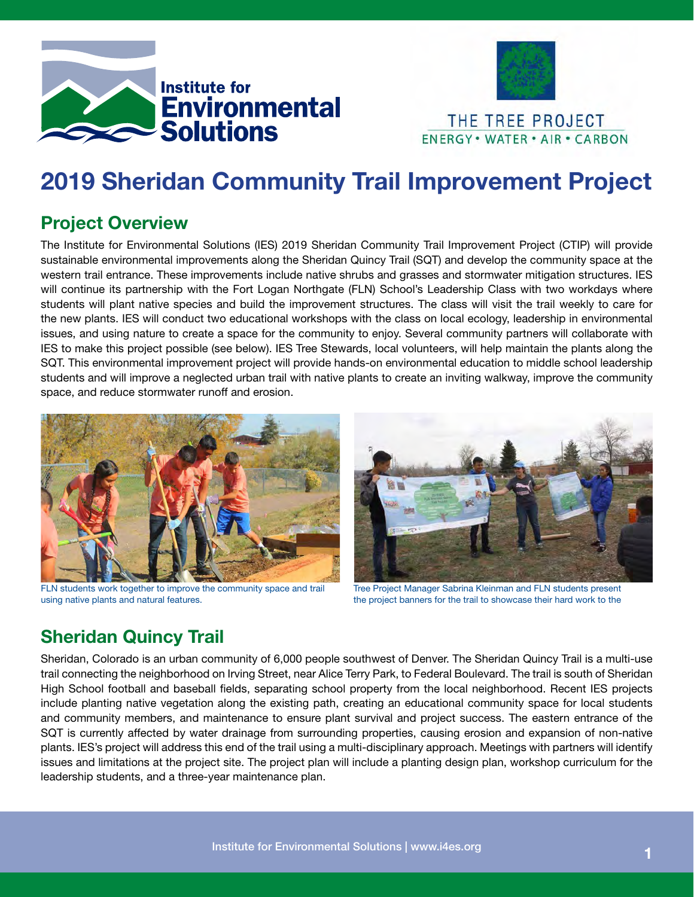Institute for Environmental Solutions

THE TREE PROJECT
ENERGY • WATER • AIR • CARBON

# 2019 Sheridan Community Trail Improvement Project

## Project Overview

The Institute for Environmental Solutions (IES) 2019 Sheridan Community Trail Improvement Project (CTIP) will provide sustainable environmental improvements along the Sheridan Quincy Trail (SQT) and develop the community space at the western trail entrance. These improvements include native shrubs and grasses and stormwater mitigation structures. IES will continue its partnership with the Fort Logan Northgate (FLN) School's Leadership Class with two workdays where students will plant native species and build the improvement structures. The class will visit the trail weekly to care for the new plants. IES will conduct two educational workshops with the class on local ecology, leadership in environmental issues, and using nature to create a space for the community to enjoy. Several community partners will collaborate with IES to make this project possible (see below). IES Tree Stewards, local volunteers, will help maintain the plants along the SQT. This environmental improvement project will provide hands-on environmental education to middle school leadership students and will improve a neglected urban trail with native plants to create an inviting walkway, improve the community space, and reduce stormwater runoff and erosion.

FLN students work together to improve the community space and trail using native plants and natural features.

Tree Project Manager Sabrina Kleinman and FLN students present the project banners for the trail to showcase their hard work to the

## Sheridan Quincy Trail

Sheridan, Colorado is an urban community of 6,000 people southwest of Denver. The Sheridan Quincy Trail is a multi-use trail connecting the neighborhood on Irving Street, near Alice Terry Park, to Federal Boulevard. The trail is south of Sheridan High School football and baseball fields, separating school property from the local neighborhood. Recent IES projects include planting native vegetation along the existing path, creating an educational community space for local students and community members, and maintenance to ensure plant survival and project success. The eastern entrance of the SQT is currently affected by water drainage from surrounding properties, causing erosion and expansion of non-native plants. IES's project will address this end of the trail using a multi-disciplinary approach. Meetings with partners will identify issues and limitations at the project site. The project plan will include a planting design plan, workshop curriculum for the leadership students, and a three-year maintenance plan.

Institute for Environmental Solutions | www.i4es.org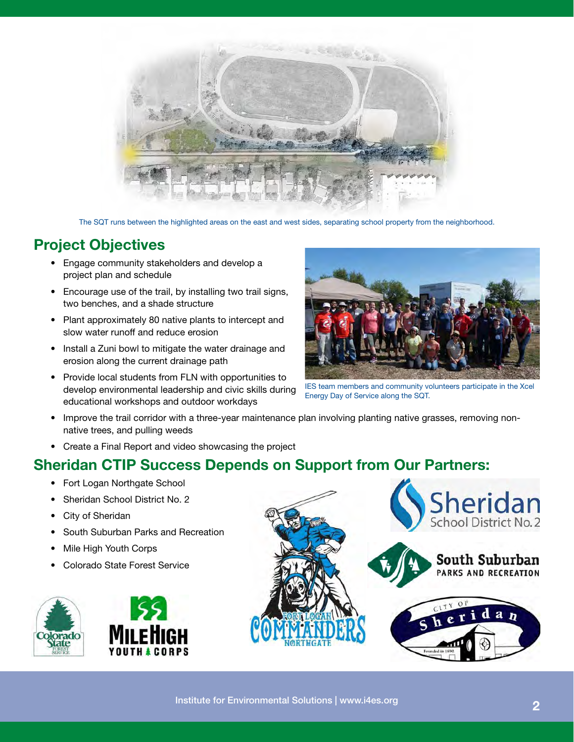The SQT runs between the highlighted areas on the east and west sides, separating school property from the neighborhood.

## Project Objectives

- Engage community stakeholders and develop a project plan and schedule
- Encourage use of the trail, by installing two trail signs, two benches, and a shade structure
- Plant approximately 80 native plants to intercept and slow water runoff and reduce erosion
- Install a Zuni bowl to mitigate the water drainage and erosion along the current drainage path
- Provide local students from FLN with opportunities to develop environmental leadership and civic skills during educational workshops and outdoor workdays
- Improve the trail corridor with a three-year maintenance plan involving planting native grasses, removing non-native trees, and pulling weeds
- Create a Final Report and video showcasing the project

IES team members and community volunteers participate in the Xcel Energy Day of Service along the SQT.

## Sheridan CTIP Success Depends on Support from Our Partners:

- Fort Logan Northgate School
- Sheridan School District No. 2
- City of Sheridan
- South Suburban Parks and Recreation
- Mile High Youth Corps
- Colorado State Forest Service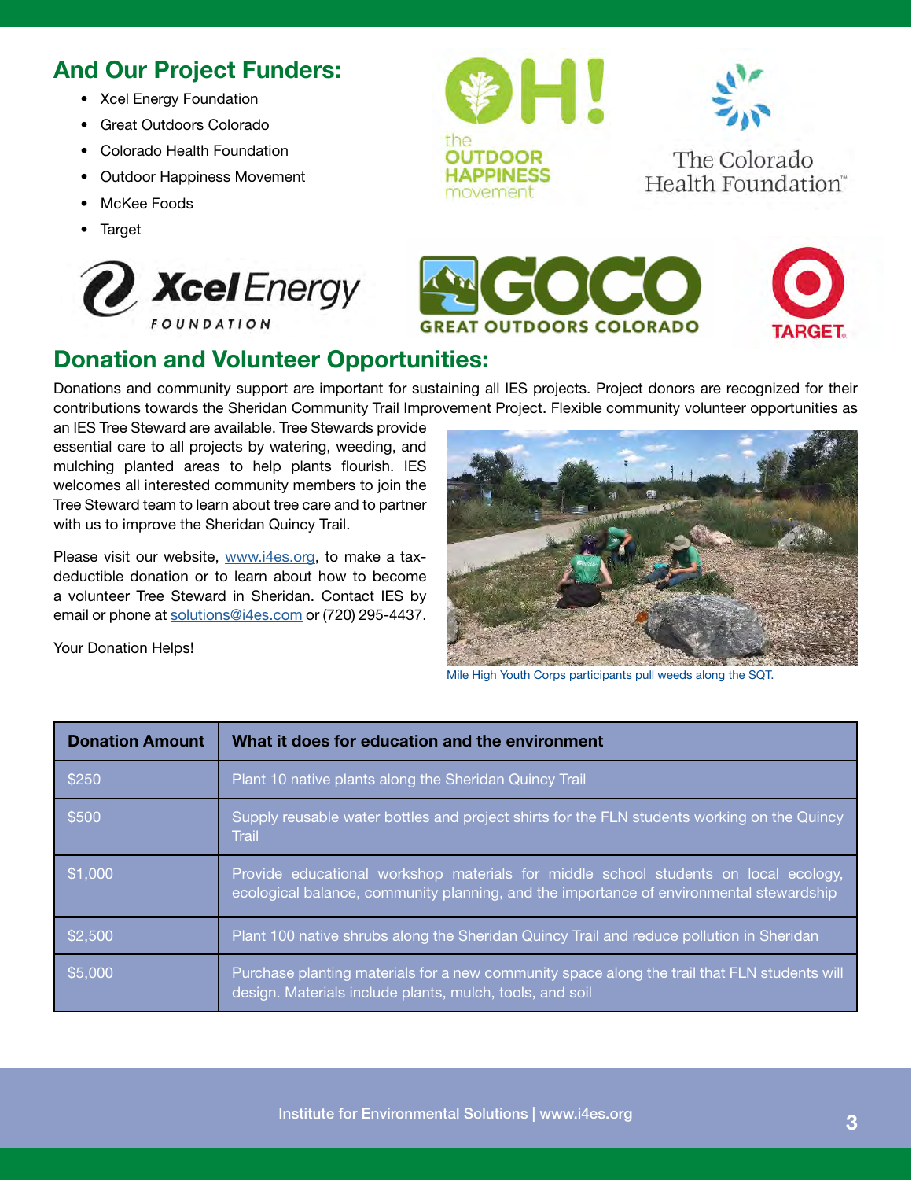## And Our Project Funders:

- Xcel Energy Foundation
- Great Outdoors Colorado
- Colorado Health Foundation
- Outdoor Happiness Movement
- McKee Foods
- Target

## Donation and Volunteer Opportunities:

Donations and community support are important for sustaining all IES projects. Project donors are recognized for their contributions towards the Sheridan Community Trail Improvement Project. Flexible community volunteer opportunities as an IES Tree Steward are available. Tree Stewards provide essential care to all projects by watering, weeding, and mulching planted areas to help plants flourish. IES welcomes all interested community members to join the Tree Steward team to learn about tree care and to partner with us to improve the Sheridan Quincy Trail.

Please visit our website, www.i4es.org, to make a tax-deductible donation or to learn about how to become a volunteer Tree Steward in Sheridan. Contact IES by email or phone at solutions@i4es.com or (720) 295-4437.

Your Donation Helps!

Mile High Youth Corps participants pull weeds along the SQT.

| Donation Amount | What it does for education and the environment |
| --- | --- |
| $250 | Plant 10 native plants along the Sheridan Quincy Trail |
| $500 | Supply reusable water bottles and project shirts for the FLN students working on the Quincy Trail |
| $1,000 | Provide educational workshop materials for middle school students on local ecology, ecological balance, community planning, and the importance of environmental stewardship |
| $2,500 | Plant 100 native shrubs along the Sheridan Quincy Trail and reduce pollution in Sheridan |
| $5,000 | Purchase planting materials for a new community space along the trail that FLN students will design. Materials include plants, mulch, tools, and soil |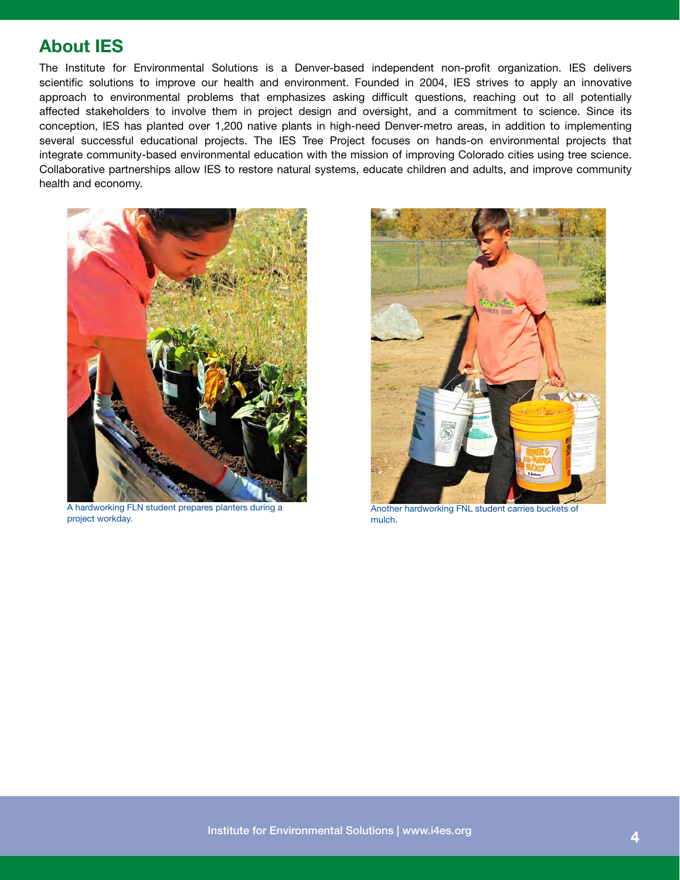## About IES

The Institute for Environmental Solutions is a Denver-based independent non-profit organization. IES delivers scientific solutions to improve our health and environment. Founded in 2004, IES strives to apply an innovative approach to environmental problems that emphasizes asking difficult questions, reaching out to all potentially affected stakeholders to involve them in project design and oversight, and a commitment to science. Since its conception, IES has planted over 1,200 native plants in high-need Denver-metro areas, in addition to implementing several successful educational projects. The IES Tree Project focuses on hands-on environmental projects that integrate community-based environmental education with the mission of improving Colorado cities using tree science. Collaborative partnerships allow IES to restore natural systems, educate children and adults, and improve community health and economy.

A hardworking FLN student prepares planters during a project workday.

Another hardworking FNL student carries buckets of mulch.